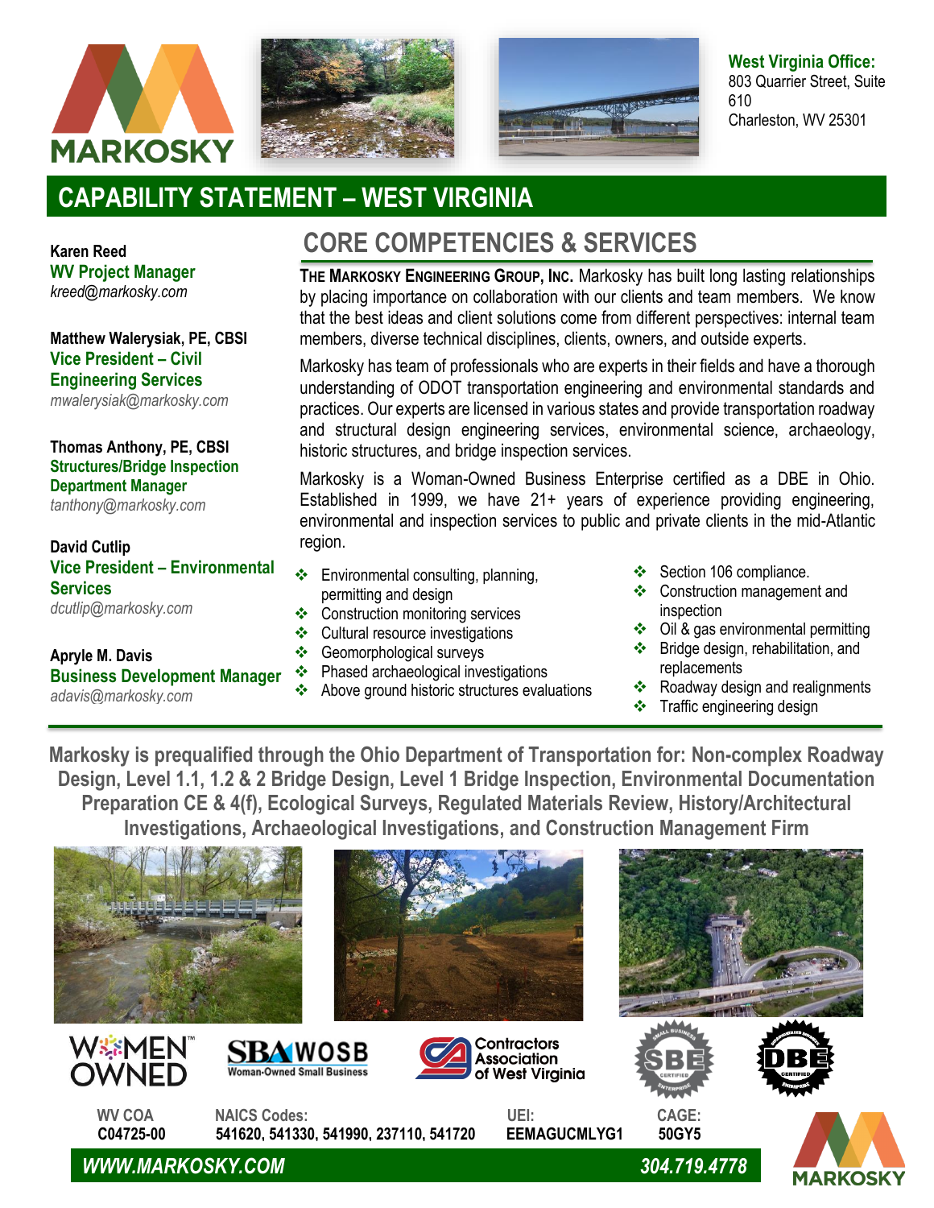**West Virginia Office:**
803 Quarrier Street, Suite 610
Charleston, WV 25301

# CAPABILITY STATEMENT – WEST VIRGINIA

**Karen Reed**
**WV Project Manager**
*kreed@markosky.com*

**Matthew Walerysiak, PE, CBSI**
**Vice President – Civil Engineering Services**
*mwalerysiak@markosky.com*

**Thomas Anthony, PE, CBSI**
**Structures/Bridge Inspection Department Manager**
*tanthony@markosky.com*

**David Cutlip**
**Vice President – Environmental Services**
*dcutlip@markosky.com*

**Apryle M. Davis**
**Business Development Manager**
*adavis@markosky.com*

## CORE COMPETENCIES & SERVICES

**The Markosky Engineering Group, Inc.** Markosky has built long lasting relationships by placing importance on collaboration with our clients and team members. We know that the best ideas and client solutions come from different perspectives: internal team members, diverse technical disciplines, clients, owners, and outside experts.

Markosky has team of professionals who are experts in their fields and have a thorough understanding of ODOT transportation engineering and environmental standards and practices. Our experts are licensed in various states and provide transportation roadway and structural design engineering services, environmental science, archaeology, historic structures, and bridge inspection services.

Markosky is a Woman-Owned Business Enterprise certified as a DBE in Ohio. Established in 1999, we have 21+ years of experience providing engineering, environmental and inspection services to public and private clients in the mid-Atlantic region.

- Environmental consulting, planning, permitting and design
- Construction monitoring services
- Cultural resource investigations
- Geomorphological surveys
- Phased archaeological investigations
- Above ground historic structures evaluations
- Section 106 compliance.
- Construction management and inspection
- Oil & gas environmental permitting
- Bridge design, rehabilitation, and replacements
- Roadway design and realignments
- Traffic engineering design

**Markosky is prequalified through the Ohio Department of Transportation for: Non-complex Roadway Design, Level 1.1, 1.2 & 2 Bridge Design, Level 1 Bridge Inspection, Environmental Documentation Preparation CE & 4(f), Ecological Surveys, Regulated Materials Review, History/Architectural Investigations, Archaeological Investigations, and Construction Management Firm**

WOMEN OWNED | SBA WOSB Woman-Owned Small Business | Contractors Association of West Virginia | SBE Certified | DBE Certified

| WV COA | NAICS Codes: | UEI: | CAGE: |
|---|---|---|---|
| C04725-00 | 541620, 541330, 541990, 237110, 541720 | EEMAGUCMLYG1 | 50GY5 |

***WWW.MARKOSKY.COM*** ***304.719.4778***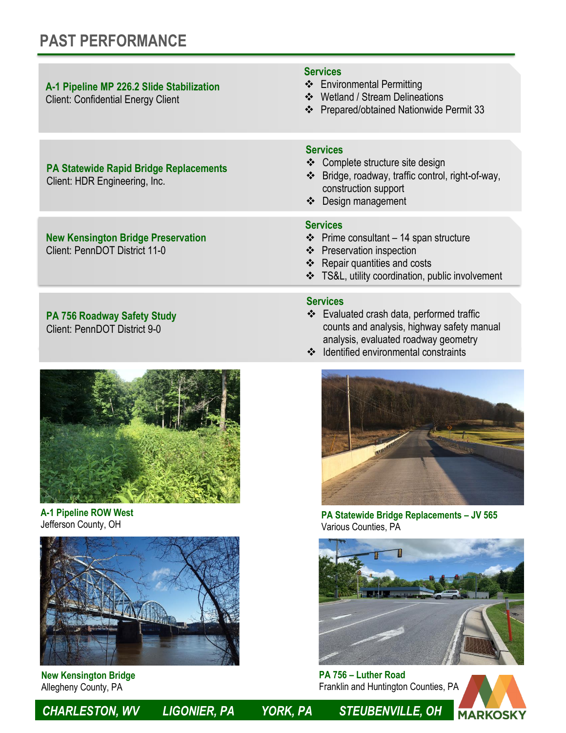# PAST PERFORMANCE

**A-1 Pipeline MP 226.2 Slide Stabilization**
Client: Confidential Energy Client

**Services**
- Environmental Permitting
- Wetland / Stream Delineations
- Prepared/obtained Nationwide Permit 33

**PA Statewide Rapid Bridge Replacements**
Client: HDR Engineering, Inc.

**Services**
- Complete structure site design
- Bridge, roadway, traffic control, right-of-way, construction support
- Design management

**New Kensington Bridge Preservation**
Client: PennDOT District 11-0

**Services**
- Prime consultant – 14 span structure
- Preservation inspection
- Repair quantities and costs
- TS&L, utility coordination, public involvement

**PA 756 Roadway Safety Study**
Client: PennDOT District 9-0

**Services**
- Evaluated crash data, performed traffic counts and analysis, highway safety manual analysis, evaluated roadway geometry
- Identified environmental constraints

**A-1 Pipeline ROW West**
Jefferson County, OH

**PA Statewide Bridge Replacements – JV 565**
Various Counties, PA

**New Kensington Bridge**
Allegheny County, PA

**PA 756 – Luther Road**
Franklin and Huntington Counties, PA

*CHARLESTON, WV LIGONIER, PA YORK, PA STEUBENVILLE, OH*

MARKOSKY